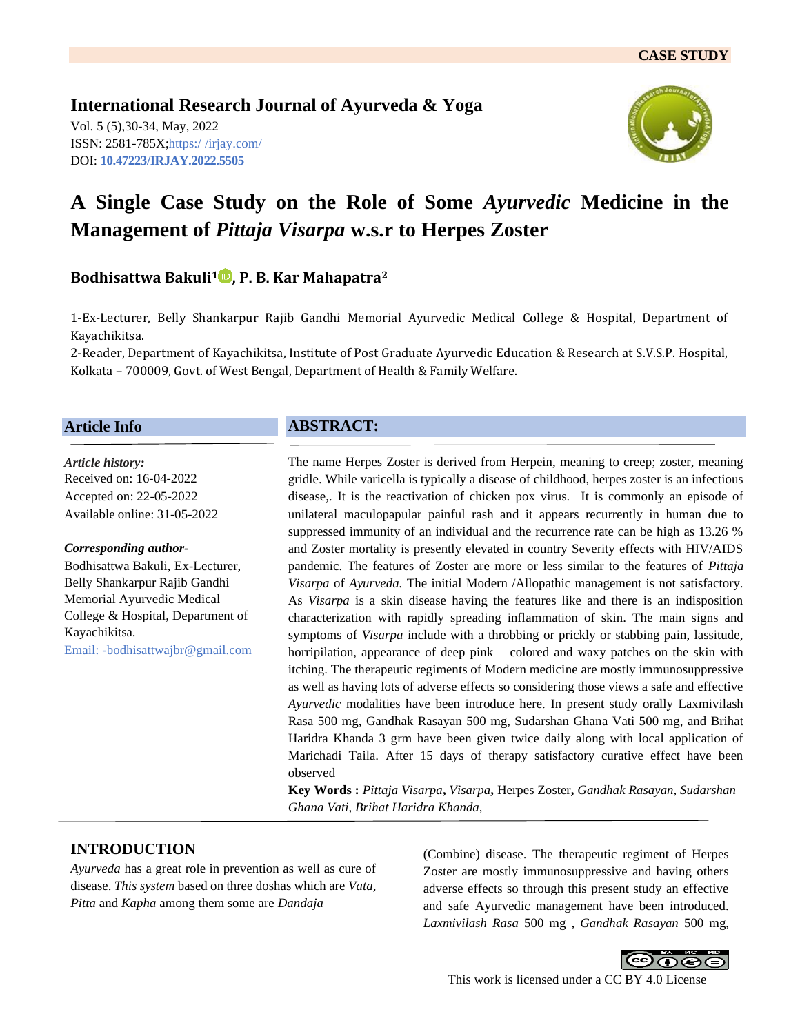CASE STUDY

**International Research Journal of Ayurveda & Yoga**

Vol. 5 (5),30-34, May, 2022
ISSN: 2581-785X; https:/ /irjay.com/
DOI: **10.47223/IRJAY.2022.5505**

# A Single Case Study on the Role of Some *Ayurvedic* Medicine in the Management of *Pittaja Visarpa* w.s.r to Herpes Zoster

**Bodhisattwa Bakuli[1], P. B. Kar Mahapatra[2]**

1-Ex-Lecturer, Belly Shankarpur Rajib Gandhi Memorial Ayurvedic Medical College & Hospital, Department of Kayachikitsa.

2-Reader, Department of Kayachikitsa, Institute of Post Graduate Ayurvedic Education & Research at S.V.S.P. Hospital, Kolkata – 700009, Govt. of West Bengal, Department of Health & Family Welfare.

## Article Info

***Article history:***
Received on: 16-04-2022
Accepted on: 22-05-2022
Available online: 31-05-2022

***Corresponding author-***
Bodhisattwa Bakuli, Ex-Lecturer, Belly Shankarpur Rajib Gandhi Memorial Ayurvedic Medical College & Hospital, Department of Kayachikitsa.
Email: -bodhisattwajbr@gmail.com

## ABSTRACT:

The name Herpes Zoster is derived from Herpein, meaning to creep; zoster, meaning gridle. While varicella is typically a disease of childhood, herpes zoster is an infectious disease,. It is the reactivation of chicken pox virus. It is commonly an episode of unilateral maculopapular painful rash and it appears recurrently in human due to suppressed immunity of an individual and the recurrence rate can be high as 13.26 % and Zoster mortality is presently elevated in country Severity effects with HIV/AIDS pandemic. The features of Zoster are more or less similar to the features of *Pittaja Visarpa* of *Ayurveda.* The initial Modern /Allopathic management is not satisfactory. As *Visarpa* is a skin disease having the features like and there is an indisposition characterization with rapidly spreading inflammation of skin. The main signs and symptoms of *Visarpa* include with a throbbing or prickly or stabbing pain, lassitude, horripilation, appearance of deep pink – colored and waxy patches on the skin with itching. The therapeutic regiments of Modern medicine are mostly immunosuppressive as well as having lots of adverse effects so considering those views a safe and effective *Ayurvedic* modalities have been introduce here. In present study orally Laxmivilash Rasa 500 mg, Gandhak Rasayan 500 mg, Sudarshan Ghana Vati 500 mg, and Brihat Haridra Khanda 3 grm have been given twice daily along with local application of Marichadi Taila. After 15 days of therapy satisfactory curative effect have been observed

**Key Words :** *Pittaja Visarpa***,** *Visarpa***,** Herpes Zoster**,** *Gandhak Rasayan, Sudarshan Ghana Vati, Brihat Haridra Khanda,*

## INTRODUCTION

*Ayurveda* has a great role in prevention as well as cure of disease. *This system* based on three doshas which are *Vata, Pitta* and *Kapha* among them some are *Dandaja* (Combine) disease. The therapeutic regiment of Herpes Zoster are mostly immunosuppressive and having others adverse effects so through this present study an effective and safe Ayurvedic management have been introduced. *Laxmivilash Rasa* 500 mg , *Gandhak Rasayan* 500 mg,

This work is licensed under a CC BY 4.0 License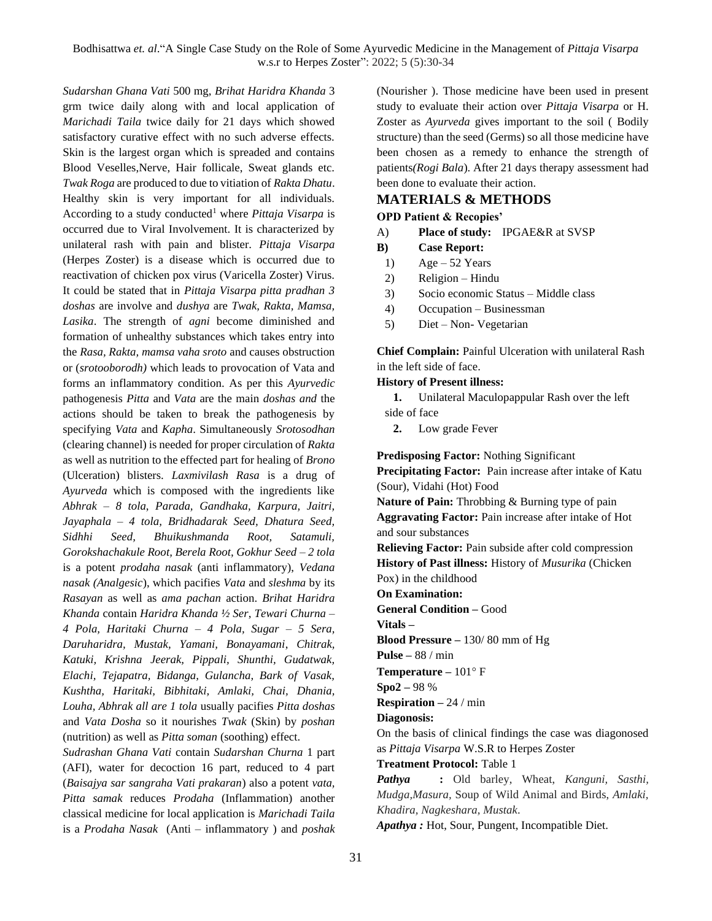*Sudarshan Ghana Vati* 500 mg, *Brihat Haridra Khanda* 3 grm twice daily along with and local application of *Marichadi Taila* twice daily for 21 days which showed satisfactory curative effect with no such adverse effects. Skin is the largest organ which is spreaded and contains Blood Veselles,Nerve, Hair follicale, Sweat glands etc. *Twak Roga* are produced to due to vitiation of *Rakta Dhatu*. Healthy skin is very important for all individuals. According to a study conducted[1] where *Pittaja Visarpa* is occurred due to Viral Involvement. It is characterized by unilateral rash with pain and blister. *Pittaja Visarpa* (Herpes Zoster) is a disease which is occurred due to reactivation of chicken pox virus (Varicella Zoster) Virus. It could be stated that in *Pittaja Visarpa pitta pradhan 3 doshas* are involve and *dushya* are *Twak, Rakta, Mamsa, Lasika*. The strength of *agni* become diminished and formation of unhealthy substances which takes entry into the *Rasa, Rakta, mamsa vaha sroto* and causes obstruction or (*srotooborodh)* which leads to provocation of Vata and forms an inflammatory condition. As per this *Ayurvedic* pathogenesis *Pitta* and *Vata* are the main *doshas and* the actions should be taken to break the pathogenesis by specifying *Vata* and *Kapha*. Simultaneously *Srotosodhan* (clearing channel) is needed for proper circulation of *Rakta* as well as nutrition to the effected part for healing of *Brono* (Ulceration) blisters. *Laxmivilash Rasa* is a drug of *Ayurveda* which is composed with the ingredients like *Abhrak – 8 tola, Parada, Gandhaka, Karpura, Jaitri, Jayaphala – 4 tola, Bridhadarak Seed, Dhatura Seed, Sidhhi Seed, Bhuikushmanda Root, Satamuli, Gorokshachakule Root, Berela Root, Gokhur Seed – 2 tola* is a potent *prodaha nasak* (anti inflammatory), *Vedana nasak (Analgesic*), which pacifies *Vata* and *sleshma* by its *Rasayan* as well as *ama pachan* action. *Brihat Haridra Khanda* contain *Haridra Khanda ½ Ser, Tewari Churna – 4 Pola, Haritaki Churna – 4 Pola, Sugar – 5 Sera, Daruharidra, Mustak, Yamani, Bonayamani, Chitrak, Katuki, Krishna Jeerak, Pippali, Shunthi, Gudatwak, Elachi, Tejapatra, Bidanga, Gulancha, Bark of Vasak, Kushtha, Haritaki, Bibhitaki, Amlaki, Chai, Dhania, Louha, Abhrak all are 1 tola* usually pacifies *Pitta doshas* and *Vata Dosha* so it nourishes *Twak* (Skin) by *poshan* (nutrition) as well as *Pitta soman* (soothing) effect.

*Sudrashan Ghana Vati* contain *Sudarshan Churna* 1 part (AFI), water for decoction 16 part, reduced to 4 part (*Baisajya sar sangraha Vati prakaran*) also a potent *vata, Pitta samak* reduces *Prodaha* (Inflammation) another classical medicine for local application is *Marichadi Taila* is a *Prodaha Nasak* (Anti – inflammatory ) and *poshak* (Nourisher ). Those medicine have been used in present study to evaluate their action over *Pittaja Visarpa* or H. Zoster as *Ayurveda* gives important to the soil ( Bodily structure) than the seed (Germs) so all those medicine have been chosen as a remedy to enhance the strength of patients*(Rogi Bala*). After 21 days therapy assessment had been done to evaluate their action.

## MATERIALS & METHODS

**OPD Patient & Recopies'**

A) **Place of study:** IPGAE&R at SVSP

**B) Case Report:**

1) Age – 52 Years
2) Religion – Hindu
3) Socio economic Status – Middle class
4) Occupation – Businessman
5) Diet – Non- Vegetarian

**Chief Complain:** Painful Ulceration with unilateral Rash in the left side of face.

**History of Present illness:**

1. Unilateral Maculopappular Rash over the left side of face
2. Low grade Fever

**Predisposing Factor:** Nothing Significant

**Precipitating Factor:** Pain increase after intake of Katu (Sour), Vidahi (Hot) Food

**Nature of Pain:** Throbbing & Burning type of pain

**Aggravating Factor:** Pain increase after intake of Hot and sour substances

**Relieving Factor:** Pain subside after cold compression

**History of Past illness:** History of *Musurika* (Chicken Pox) in the childhood

**On Examination:**

**General Condition –** Good

**Vitals –**

**Blood Pressure –** 130/ 80 mm of Hg

**Pulse –** 88 / min

**Temperature –** 101° F

**Spo2 –** 98 %

**Respiration –** 24 / min

**Diagonosis:**

On the basis of clinical findings the case was diagonosed as *Pittaja Visarpa* W.S.R to Herpes Zoster

**Treatment Protocol:** Table 1

***Pathya*** **:** Old barley, Wheat, *Kanguni, Sasthi, Mudga,Masura,* Soup of Wild Animal and Birds, *Amlaki, Khadira, Nagkeshara, Mustak*.

***Apathya :*** Hot, Sour, Pungent, Incompatible Diet.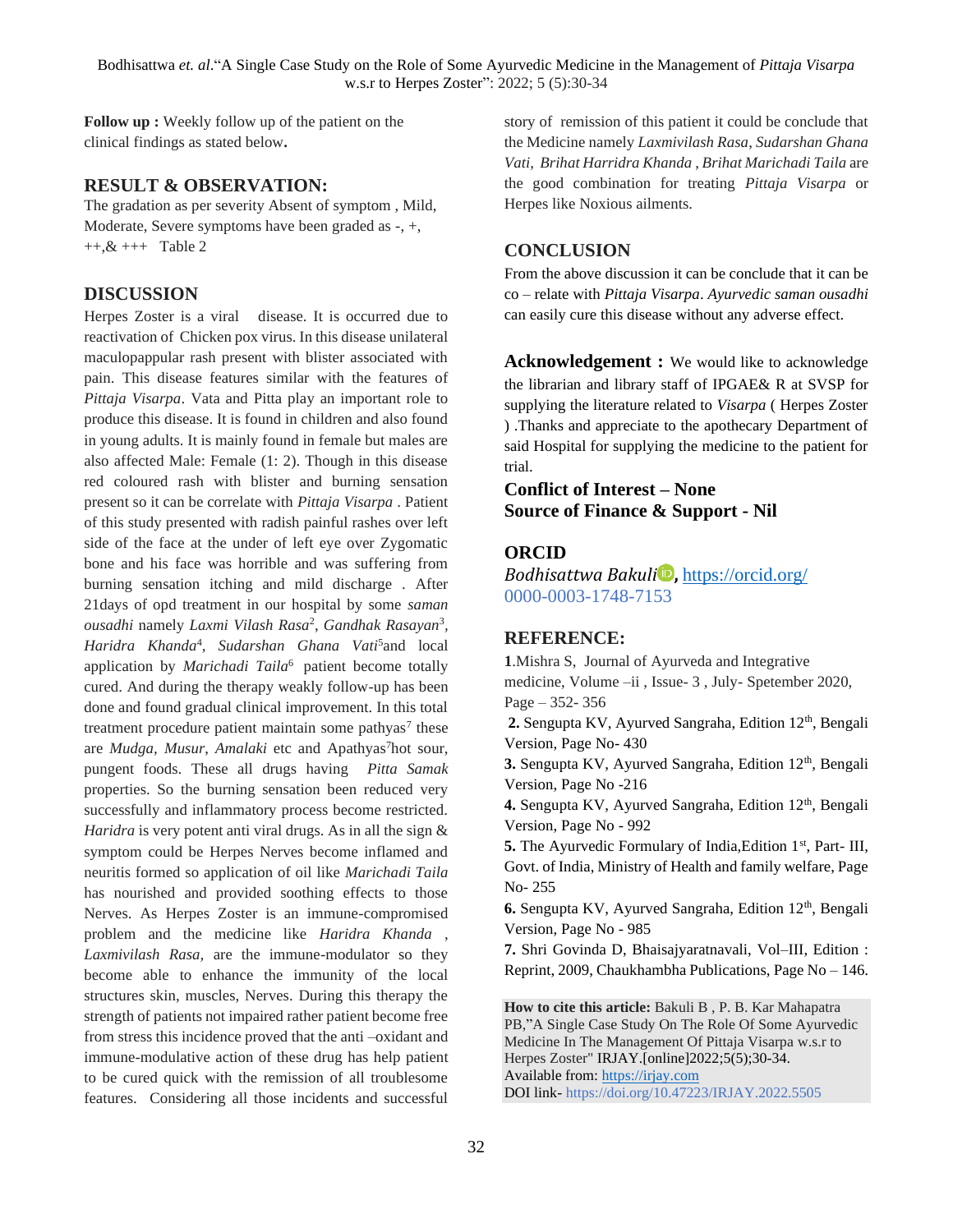**Follow up :** Weekly follow up of the patient on the clinical findings as stated below**.**

## RESULT & OBSERVATION:

The gradation as per severity Absent of symptom , Mild, Moderate, Severe symptoms have been graded as -, +, ++,& +++ Table 2

## DISCUSSION

Herpes Zoster is a viral disease. It is occurred due to reactivation of Chicken pox virus. In this disease unilateral maculopappular rash present with blister associated with pain. This disease features similar with the features of *Pittaja Visarpa*. Vata and Pitta play an important role to produce this disease. It is found in children and also found in young adults. It is mainly found in female but males are also affected Male: Female (1: 2). Though in this disease red coloured rash with blister and burning sensation present so it can be correlate with *Pittaja Visarpa* . Patient of this study presented with radish painful rashes over left side of the face at the under of left eye over Zygomatic bone and his face was horrible and was suffering from burning sensation itching and mild discharge . After 21days of opd treatment in our hospital by some *saman ousadhi* namely *Laxmi Vilash Rasa*[2], *Gandhak Rasayan*[3], *Haridra Khanda*[4], *Sudarshan Ghana Vati*[5]and local application by *Marichadi Taila*[6] patient become totally cured. And during the therapy weakly follow-up has been done and found gradual clinical improvement. In this total treatment procedure patient maintain some pathyas[7] these are *Mudga, Musur, Amalaki* etc and Apathyas[7]hot sour, pungent foods. These all drugs having *Pitta Samak* properties. So the burning sensation been reduced very successfully and inflammatory process become restricted. *Haridra* is very potent anti viral drugs. As in all the sign & symptom could be Herpes Nerves become inflamed and neuritis formed so application of oil like *Marichadi Taila* has nourished and provided soothing effects to those Nerves. As Herpes Zoster is an immune-compromised problem and the medicine like *Haridra Khanda* , *Laxmivilash Rasa,* are the immune-modulator so they become able to enhance the immunity of the local structures skin, muscles, Nerves. During this therapy the strength of patients not impaired rather patient become free from stress this incidence proved that the anti –oxidant and immune-modulative action of these drug has help patient to be cured quick with the remission of all troublesome features. Considering all those incidents and successful story of remission of this patient it could be conclude that the Medicine namely *Laxmivilash Rasa*, *Sudarshan Ghana Vati*, *Brihat Harridra Khanda* , *Brihat Marichadi Taila* are the good combination for treating *Pittaja Visarpa* or Herpes like Noxious ailments.

## CONCLUSION

From the above discussion it can be conclude that it can be co – relate with *Pittaja Visarpa*. *Ayurvedic saman ousadhi* can easily cure this disease without any adverse effect.

**Acknowledgement :** We would like to acknowledge the librarian and library staff of IPGAE& R at SVSP for supplying the literature related to *Visarpa* ( Herpes Zoster ) .Thanks and appreciate to the apothecary Department of said Hospital for supplying the medicine to the patient for trial.

**Conflict of Interest – None**
**Source of Finance & Support - Nil**

## ORCID

*Bodhisattwa Bakuli*, https://orcid.org/0000-0003-1748-7153

## REFERENCE:

**1**.Mishra S, Journal of Ayurveda and Integrative medicine, Volume –ii , Issue- 3 , July- Spetember 2020, Page – 352- 356

**2.** Sengupta KV, Ayurved Sangraha, Edition 12th, Bengali Version, Page No- 430

**3.** Sengupta KV, Ayurved Sangraha, Edition 12th, Bengali Version, Page No -216

**4.** Sengupta KV, Ayurved Sangraha, Edition 12th, Bengali Version, Page No - 992

**5.** The Ayurvedic Formulary of India,Edition 1st, Part- III, Govt. of India, Ministry of Health and family welfare, Page No- 255

**6.** Sengupta KV, Ayurved Sangraha, Edition 12th, Bengali Version, Page No - 985

**7.** Shri Govinda D, Bhaisajyaratnavali, Vol–III, Edition : Reprint, 2009, Chaukhambha Publications, Page No – 146.

**How to cite this article:** Bakuli B , P. B. Kar Mahapatra PB,"A Single Case Study On The Role Of Some Ayurvedic Medicine In The Management Of Pittaja Visarpa w.s.r to Herpes Zoster" IRJAY.[online]2022;5(5);30-34.
Available from: https://irjay.com
DOI link- https://doi.org/10.47223/IRJAY.2022.5505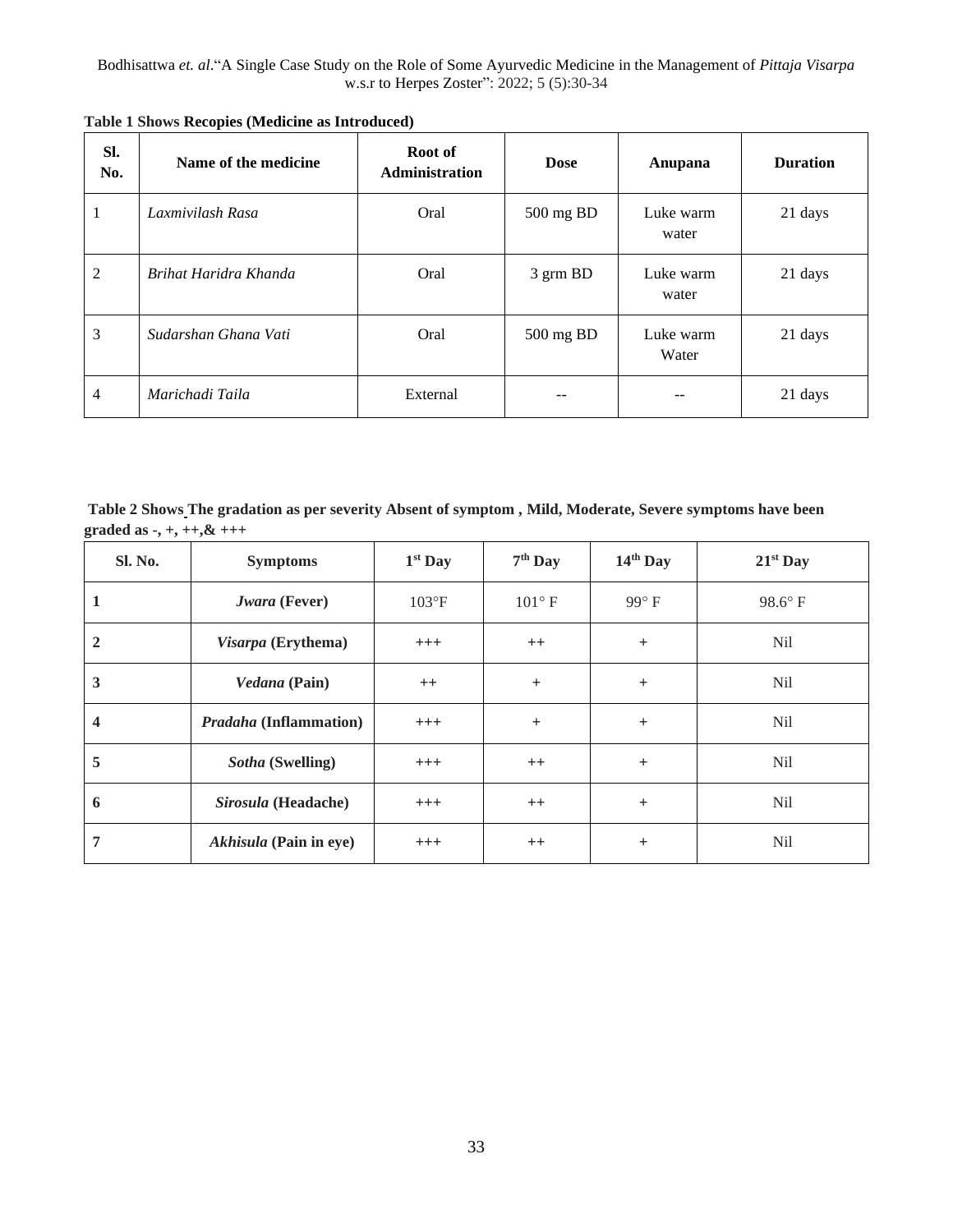**Table 1 Shows Recopies (Medicine as Introduced)**

| Sl. No. | Name of the medicine | Root of Administration | Dose | Anupana | Duration |
|---|---|---|---|---|---|
| 1 | *Laxmivilash Rasa* | Oral | 500 mg BD | Luke warm water | 21 days |
| 2 | *Brihat Haridra Khanda* | Oral | 3 grm BD | Luke warm water | 21 days |
| 3 | *Sudarshan Ghana Vati* | Oral | 500 mg BD | Luke warm Water | 21 days |
| 4 | *Marichadi Taila* | External | -- | -- | 21 days |

**Table 2 Shows The gradation as per severity Absent of symptom , Mild, Moderate, Severe symptoms have been graded as -, +, ++,& +++**

| Sl. No. | Symptoms | 1st Day | 7th Day | 14th Day | 21st Day |
|---|---|---|---|---|---|
| **1** | ***Jwara* (Fever)** | 103°F | 101° F | 99° F | 98.6° F |
| **2** | ***Visarpa* (Erythema)** | +++ | ++ | + | Nil |
| **3** | ***Vedana* (Pain)** | ++ | + | + | Nil |
| **4** | ***Pradaha* (Inflammation)** | +++ | + | + | Nil |
| **5** | ***Sotha* (Swelling)** | +++ | ++ | + | Nil |
| **6** | ***Sirosula* (Headache)** | +++ | ++ | + | Nil |
| **7** | ***Akhisula* (Pain in eye)** | +++ | ++ | + | Nil |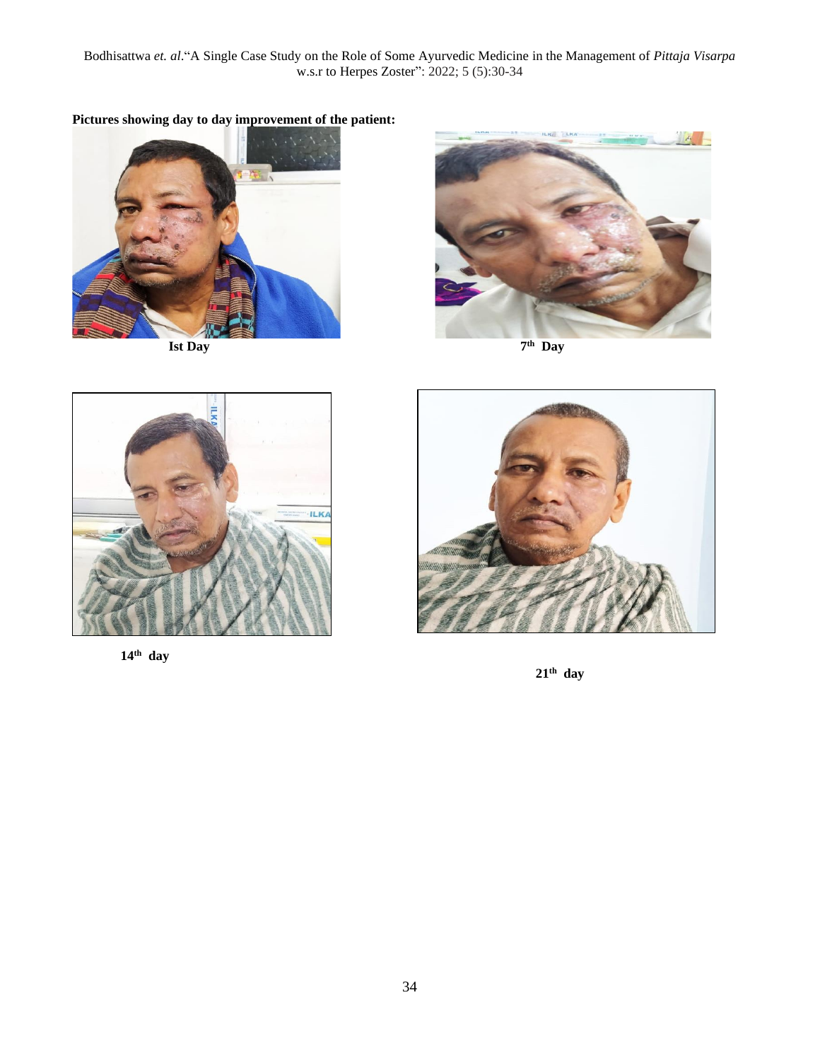**Pictures showing day to day improvement of the patient:**

Ist Day

7th Day

14th day

21th day